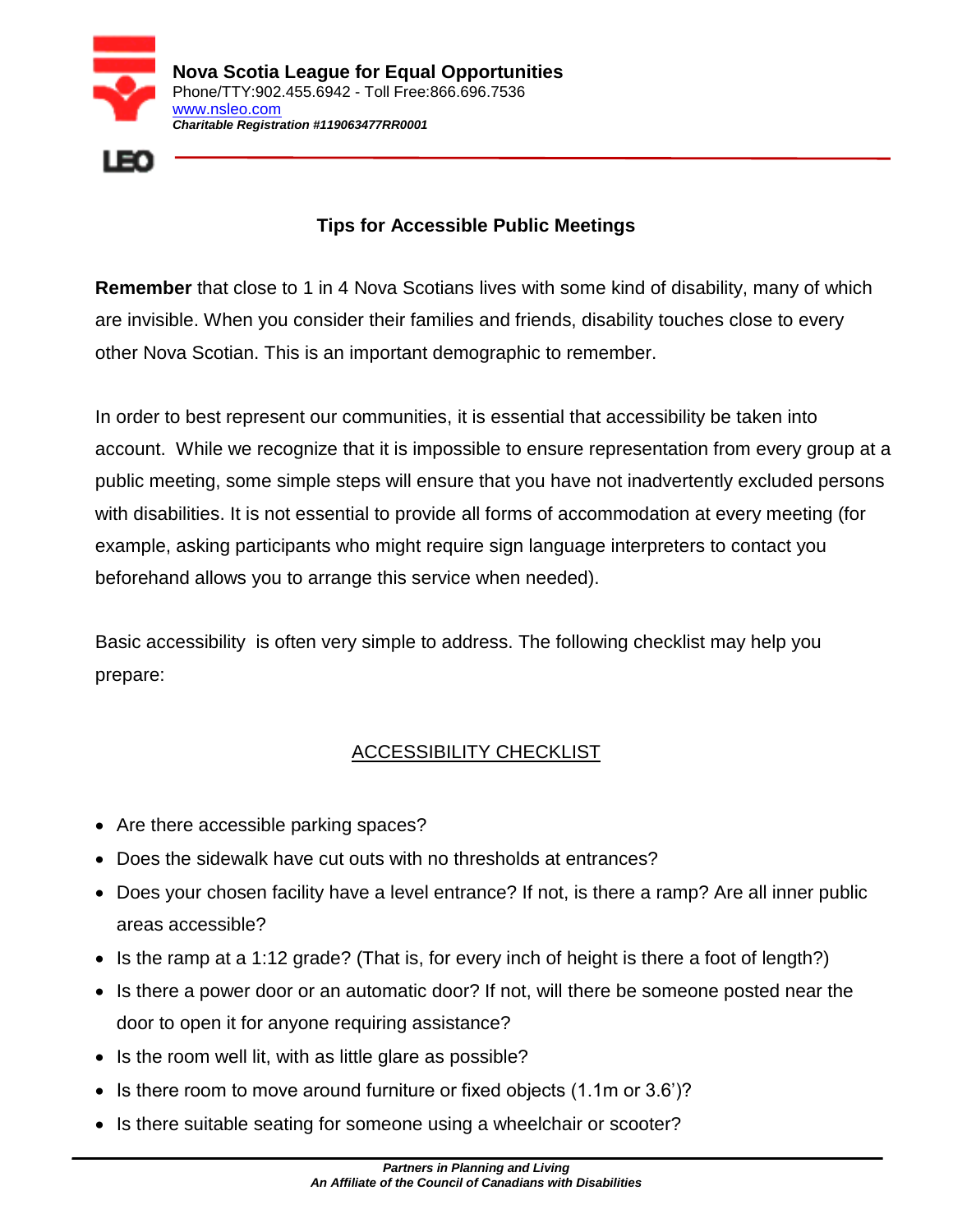**Nova Scotia League for Equal Opportunities**
Phone/TTY:902.455.6942 - Toll Free:866.696.7536
www.nsleo.com
***Charitable Registration #119063477RR0001***

## Tips for Accessible Public Meetings

**Remember** that close to 1 in 4 Nova Scotians lives with some kind of disability, many of which are invisible. When you consider their families and friends, disability touches close to every other Nova Scotian. This is an important demographic to remember.

In order to best represent our communities, it is essential that accessibility be taken into account. While we recognize that it is impossible to ensure representation from every group at a public meeting, some simple steps will ensure that you have not inadvertently excluded persons with disabilities. It is not essential to provide all forms of accommodation at every meeting (for example, asking participants who might require sign language interpreters to contact you beforehand allows you to arrange this service when needed).

Basic accessibility is often very simple to address. The following checklist may help you prepare:

### ACCESSIBILITY CHECKLIST

- Are there accessible parking spaces?
- Does the sidewalk have cut outs with no thresholds at entrances?
- Does your chosen facility have a level entrance? If not, is there a ramp? Are all inner public areas accessible?
- Is the ramp at a 1:12 grade? (That is, for every inch of height is there a foot of length?)
- Is there a power door or an automatic door? If not, will there be someone posted near the door to open it for anyone requiring assistance?
- Is the room well lit, with as little glare as possible?
- Is there room to move around furniture or fixed objects (1.1m or 3.6')?
- Is there suitable seating for someone using a wheelchair or scooter?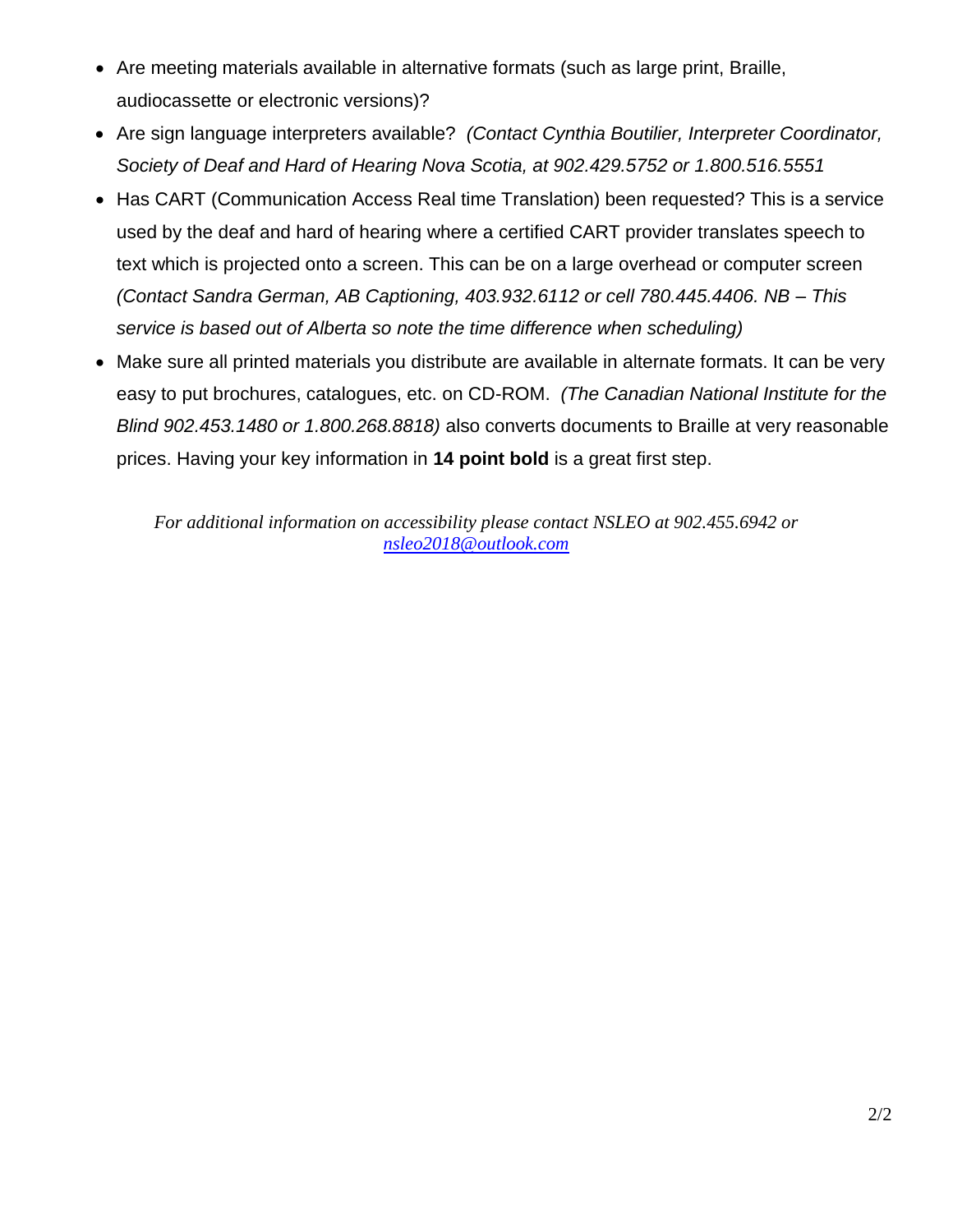- Are meeting materials available in alternative formats (such as large print, Braille, audiocassette or electronic versions)?
- Are sign language interpreters available? *(Contact Cynthia Boutilier, Interpreter Coordinator, Society of Deaf and Hard of Hearing Nova Scotia, at 902.429.5752 or 1.800.516.5551*
- Has CART (Communication Access Real time Translation) been requested? This is a service used by the deaf and hard of hearing where a certified CART provider translates speech to text which is projected onto a screen. This can be on a large overhead or computer screen *(Contact Sandra German, AB Captioning, 403.932.6112 or cell 780.445.4406. NB – This service is based out of Alberta so note the time difference when scheduling)*
- Make sure all printed materials you distribute are available in alternate formats. It can be very easy to put brochures, catalogues, etc. on CD-ROM. *(The Canadian National Institute for the Blind 902.453.1480 or 1.800.268.8818)* also converts documents to Braille at very reasonable prices. Having your key information in **14 point bold** is a great first step.

*For additional information on accessibility please contact NSLEO at 902.455.6942 or [nsleo2018@outlook.com](mailto:nsleo2018@outlook.com)*